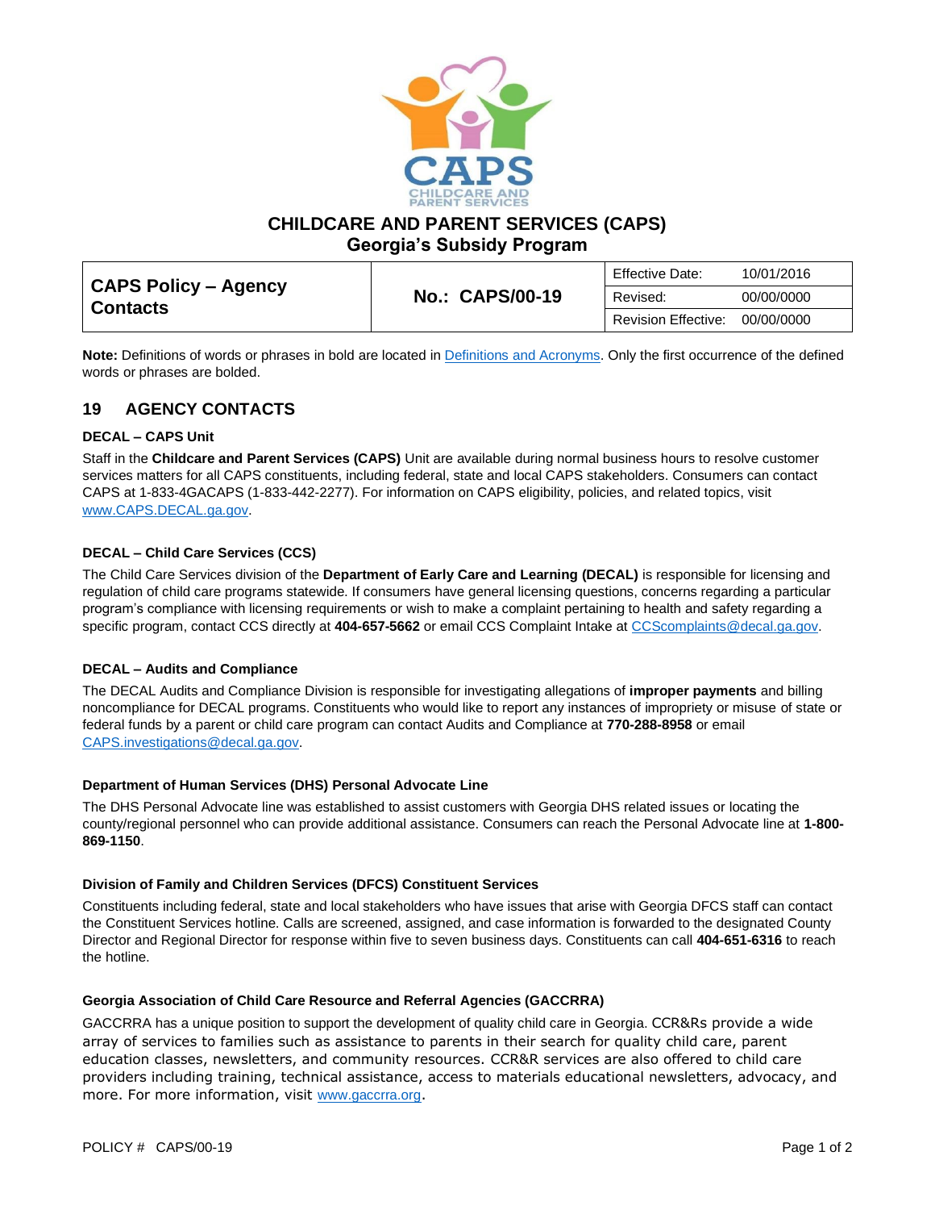# CHILDCARE AND PARENT SERVICES (CAPS)
## Georgia's Subsidy Program

| CAPS Policy – Agency Contacts | No.: CAPS/00-19 | Effective Date: | 10/01/2016 |
|---|---|---|---|
| | | Revised: | 00/00/0000 |
| | | Revision Effective: | 00/00/0000 |

**Note:** Definitions of words or phrases in bold are located in Definitions and Acronyms. Only the first occurrence of the defined words or phrases are bolded.

## 19 AGENCY CONTACTS

### DECAL – CAPS Unit

Staff in the **Childcare and Parent Services (CAPS)** Unit are available during normal business hours to resolve customer services matters for all CAPS constituents, including federal, state and local CAPS stakeholders. Consumers can contact CAPS at 1-833-4GACAPS (1-833-442-2277). For information on CAPS eligibility, policies, and related topics, visit www.CAPS.DECAL.ga.gov.

### DECAL – Child Care Services (CCS)

The Child Care Services division of the **Department of Early Care and Learning (DECAL)** is responsible for licensing and regulation of child care programs statewide. If consumers have general licensing questions, concerns regarding a particular program's compliance with licensing requirements or wish to make a complaint pertaining to health and safety regarding a specific program, contact CCS directly at **404-657-5662** or email CCS Complaint Intake at CCScomplaints@decal.ga.gov.

### DECAL – Audits and Compliance

The DECAL Audits and Compliance Division is responsible for investigating allegations of **improper payments** and billing noncompliance for DECAL programs. Constituents who would like to report any instances of impropriety or misuse of state or federal funds by a parent or child care program can contact Audits and Compliance at **770-288-8958** or email CAPS.investigations@decal.ga.gov.

### Department of Human Services (DHS) Personal Advocate Line

The DHS Personal Advocate line was established to assist customers with Georgia DHS related issues or locating the county/regional personnel who can provide additional assistance. Consumers can reach the Personal Advocate line at **1-800-869-1150**.

### Division of Family and Children Services (DFCS) Constituent Services

Constituents including federal, state and local stakeholders who have issues that arise with Georgia DFCS staff can contact the Constituent Services hotline. Calls are screened, assigned, and case information is forwarded to the designated County Director and Regional Director for response within five to seven business days. Constituents can call **404-651-6316** to reach the hotline.

### Georgia Association of Child Care Resource and Referral Agencies (GACCRRA)

GACCRRA has a unique position to support the development of quality child care in Georgia. CCR&Rs provide a wide array of services to families such as assistance to parents in their search for quality child care, parent education classes, newsletters, and community resources. CCR&R services are also offered to child care providers including training, technical assistance, access to materials educational newsletters, advocacy, and more. For more information, visit www.gaccrra.org.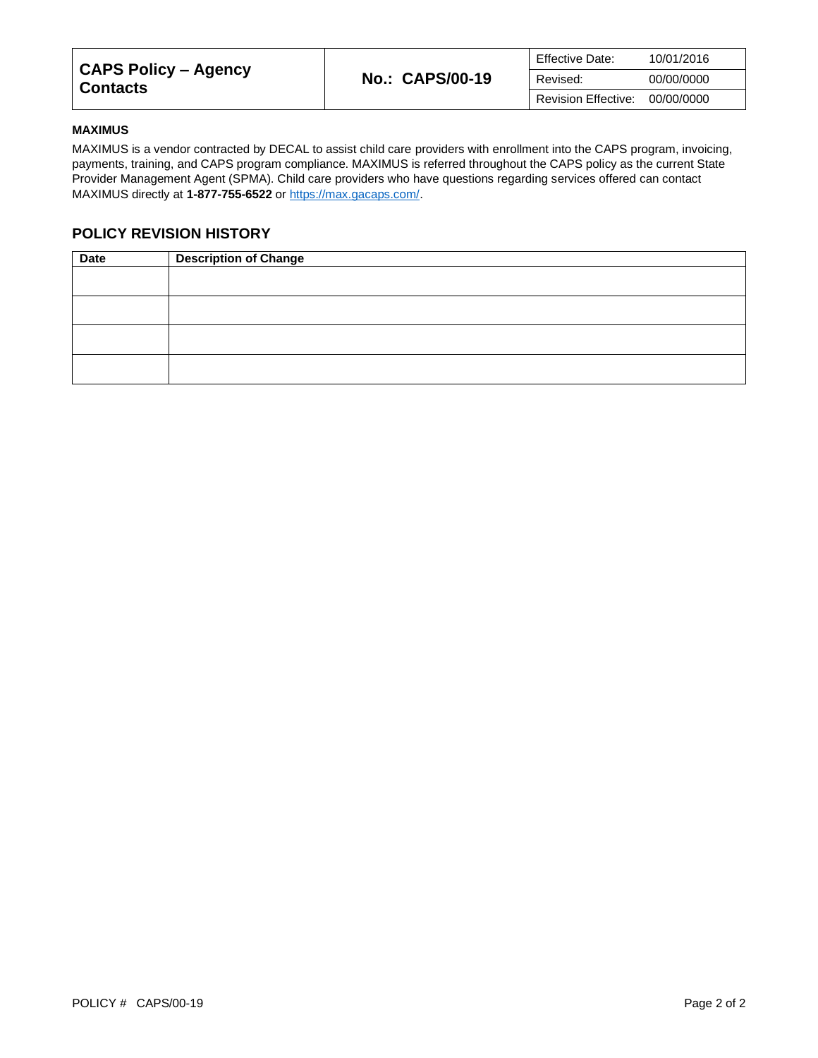| CAPS Policy – Agency Contacts | No.: CAPS/00-19 | Effective Date: | 10/01/2016 |
| --- | --- | --- | --- |
| | | Revised: | 00/00/0000 |
| | | Revision Effective: | 00/00/0000 |

**MAXIMUS**

MAXIMUS is a vendor contracted by DECAL to assist child care providers with enrollment into the CAPS program, invoicing, payments, training, and CAPS program compliance. MAXIMUS is referred throughout the CAPS policy as the current State Provider Management Agent (SPMA). Child care providers who have questions regarding services offered can contact MAXIMUS directly at **1-877-755-6522** or [https://max.gacaps.com/](https://max.gacaps.com/).

## POLICY REVISION HISTORY

| Date | Description of Change |
| --- | --- |
| | |
| | |
| | |
| | |